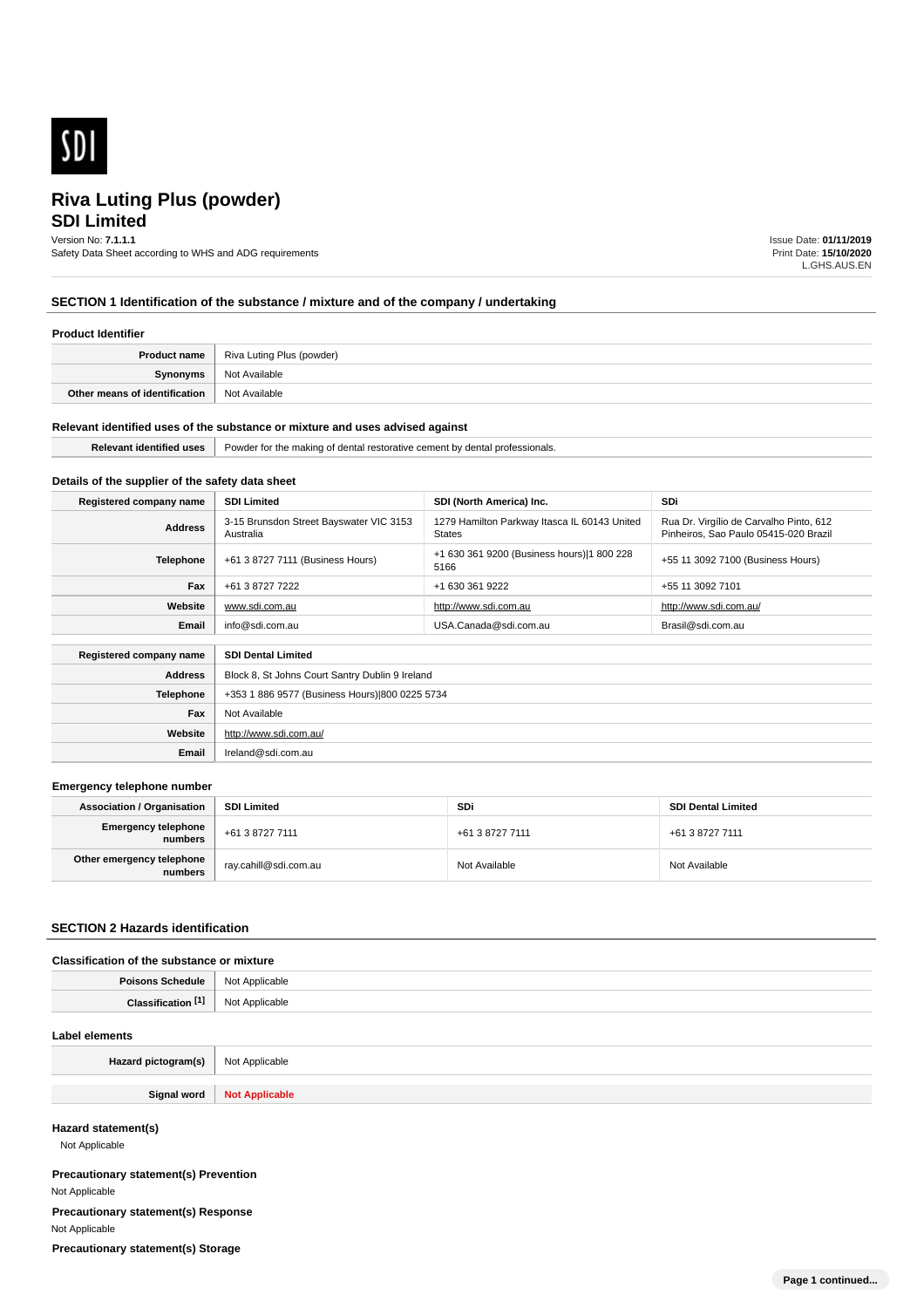# Riva Luting Plus (powder)

## SDI Limited

Version No: **7.1.1.1**
Safety Data Sheet according to WHS and ADG requirements

Issue Date: **01/11/2019**
Print Date: **15/10/2020**
L.GHS.AUS.EN

## SECTION 1 Identification of the substance / mixture and of the company / undertaking

### Product Identifier

| | |
|---|---|
| **Product name** | Riva Luting Plus (powder) |
| **Synonyms** | Not Available |
| **Other means of identification** | Not Available |

### Relevant identified uses of the substance or mixture and uses advised against

| | |
|---|---|
| **Relevant identified uses** | Powder for the making of dental restorative cement by dental professionals. |

### Details of the supplier of the safety data sheet

| **Registered company name** | **SDI Limited** | **SDI (North America) Inc.** | **SDi** |
|---|---|---|---|
| **Address** | 3-15 Brunsdon Street Bayswater VIC 3153 Australia | 1279 Hamilton Parkway Itasca IL 60143 United States | Rua Dr. Virgílio de Carvalho Pinto, 612 Pinheiros, Sao Paulo 05415-020 Brazil |
| **Telephone** | +61 3 8727 7111 (Business Hours) | +1 630 361 9200 (Business hours)\|1 800 228 5166 | +55 11 3092 7100 (Business Hours) |
| **Fax** | +61 3 8727 7222 | +1 630 361 9222 | +55 11 3092 7101 |
| **Website** | www.sdi.com.au | http://www.sdi.com.au | http://www.sdi.com.au/ |
| **Email** | info@sdi.com.au | USA.Canada@sdi.com.au | Brasil@sdi.com.au |

| **Registered company name** | **SDI Dental Limited** |
|---|---|
| **Address** | Block 8, St Johns Court Santry Dublin 9 Ireland |
| **Telephone** | +353 1 886 9577 (Business Hours)\|800 0225 5734 |
| **Fax** | Not Available |
| **Website** | http://www.sdi.com.au/ |
| **Email** | Ireland@sdi.com.au |

### Emergency telephone number

| **Association / Organisation** | **SDI Limited** | **SDi** | **SDI Dental Limited** |
|---|---|---|---|
| **Emergency telephone numbers** | +61 3 8727 7111 | +61 3 8727 7111 | +61 3 8727 7111 |
| **Other emergency telephone numbers** | ray.cahill@sdi.com.au | Not Available | Not Available |

## SECTION 2 Hazards identification

### Classification of the substance or mixture

| | |
|---|---|
| **Poisons Schedule** | Not Applicable |
| **Classification [1]** | Not Applicable |

### Label elements

| | |
|---|---|
| **Hazard pictogram(s)** | Not Applicable |
| **Signal word** | **Not Applicable** |

### Hazard statement(s)

Not Applicable

### Precautionary statement(s) Prevention

Not Applicable

### Precautionary statement(s) Response

Not Applicable

### Precautionary statement(s) Storage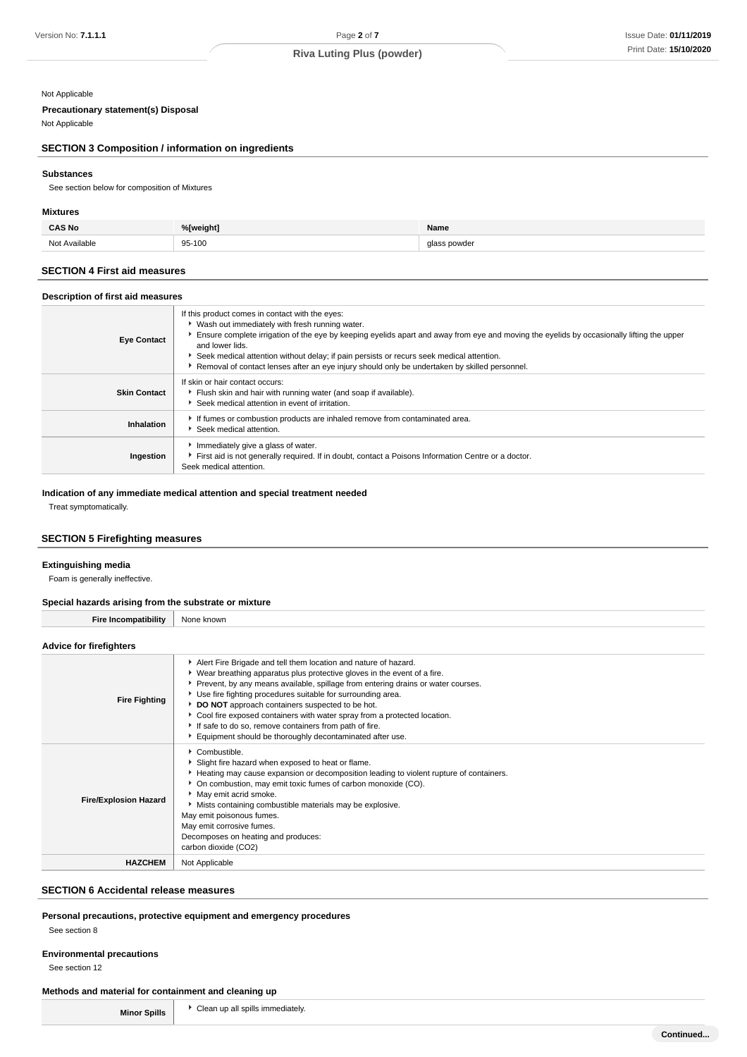Not Applicable

**Precautionary statement(s) Disposal**

Not Applicable

## SECTION 3 Composition / information on ingredients

### Substances

See section below for composition of Mixtures

### Mixtures

| CAS No | %[weight] | Name |
| --- | --- | --- |
| Not Available | 95-100 | glass powder |

## SECTION 4 First aid measures

### Description of first aid measures

| | |
| --- | --- |
| **Eye Contact** | If this product comes in contact with the eyes:<br>▸ Wash out immediately with fresh running water.<br>▸ Ensure complete irrigation of the eye by keeping eyelids apart and away from eye and moving the eyelids by occasionally lifting the upper and lower lids.<br>▸ Seek medical attention without delay; if pain persists or recurs seek medical attention.<br>▸ Removal of contact lenses after an eye injury should only be undertaken by skilled personnel. |
| **Skin Contact** | If skin or hair contact occurs:<br>▸ Flush skin and hair with running water (and soap if available).<br>▸ Seek medical attention in event of irritation. |
| **Inhalation** | ▸ If fumes or combustion products are inhaled remove from contaminated area.<br>▸ Seek medical attention. |
| **Ingestion** | ▸ Immediately give a glass of water.<br>▸ First aid is not generally required. If in doubt, contact a Poisons Information Centre or a doctor.<br>Seek medical attention. |

### Indication of any immediate medical attention and special treatment needed

Treat symptomatically.

## SECTION 5 Firefighting measures

### Extinguishing media

Foam is generally ineffective.

### Special hazards arising from the substrate or mixture

| | |
| --- | --- |
| **Fire Incompatibility** | None known |

### Advice for firefighters

| | |
| --- | --- |
| **Fire Fighting** | ▸ Alert Fire Brigade and tell them location and nature of hazard.<br>▸ Wear breathing apparatus plus protective gloves in the event of a fire.<br>▸ Prevent, by any means available, spillage from entering drains or water courses.<br>▸ Use fire fighting procedures suitable for surrounding area.<br>▸ **DO NOT** approach containers suspected to be hot.<br>▸ Cool fire exposed containers with water spray from a protected location.<br>▸ If safe to do so, remove containers from path of fire.<br>▸ Equipment should be thoroughly decontaminated after use. |
| **Fire/Explosion Hazard** | ▸ Combustible.<br>▸ Slight fire hazard when exposed to heat or flame.<br>▸ Heating may cause expansion or decomposition leading to violent rupture of containers.<br>▸ On combustion, may emit toxic fumes of carbon monoxide (CO).<br>▸ May emit acrid smoke.<br>▸ Mists containing combustible materials may be explosive.<br>May emit poisonous fumes.<br>May emit corrosive fumes.<br>Decomposes on heating and produces:<br>carbon dioxide ($CO_2$) |
| **HAZCHEM** | Not Applicable |

## SECTION 6 Accidental release measures

### Personal precautions, protective equipment and emergency procedures

See section 8

### Environmental precautions

See section 12

### Methods and material for containment and cleaning up

| | |
| --- | --- |
| **Minor Spills** | ▸ Clean up all spills immediately. |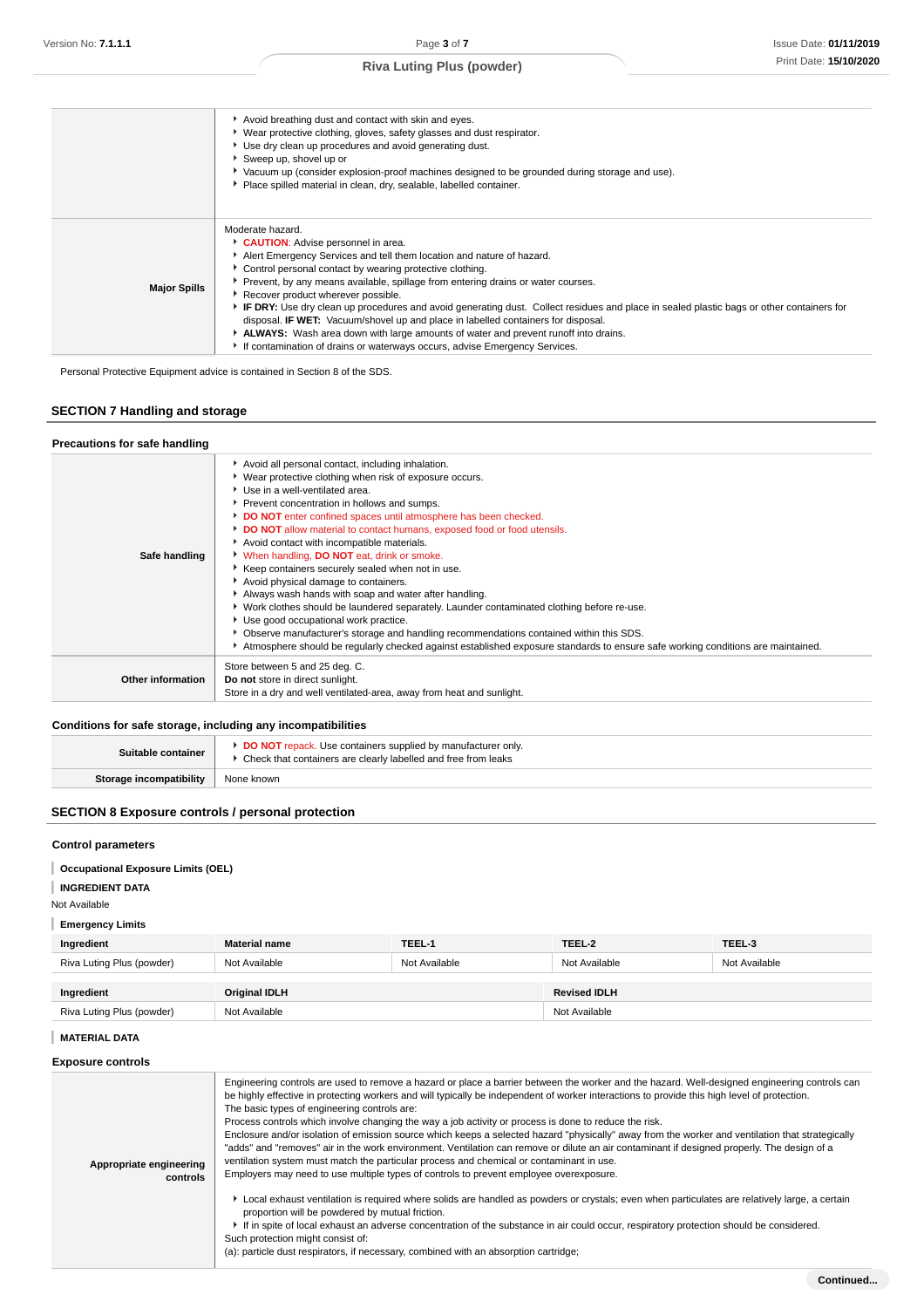| | |
|---|---|
| | - Avoid breathing dust and contact with skin and eyes.<br>- Wear protective clothing, gloves, safety glasses and dust respirator.<br>- Use dry clean up procedures and avoid generating dust.<br>- Sweep up, shovel up or<br>- Vacuum up (consider explosion-proof machines designed to be grounded during storage and use).<br>- Place spilled material in clean, dry, sealable, labelled container. |
| **Major Spills** | Moderate hazard.<br>- **CAUTION**: Advise personnel in area.<br>- Alert Emergency Services and tell them location and nature of hazard.<br>- Control personal contact by wearing protective clothing.<br>- Prevent, by any means available, spillage from entering drains or water courses.<br>- Recover product wherever possible.<br>- **IF DRY:** Use dry clean up procedures and avoid generating dust. Collect residues and place in sealed plastic bags or other containers for disposal. **IF WET:** Vacuum/shovel up and place in labelled containers for disposal.<br>- **ALWAYS:** Wash area down with large amounts of water and prevent runoff into drains.<br>- If contamination of drains or waterways occurs, advise Emergency Services. |

Personal Protective Equipment advice is contained in Section 8 of the SDS.

## SECTION 7 Handling and storage

### Precautions for safe handling

| | |
|---|---|
| **Safe handling** | - Avoid all personal contact, including inhalation.<br>- Wear protective clothing when risk of exposure occurs.<br>- Use in a well-ventilated area.<br>- Prevent concentration in hollows and sumps.<br>- **DO NOT** enter confined spaces until atmosphere has been checked.<br>- **DO NOT** allow material to contact humans, exposed food or food utensils.<br>- Avoid contact with incompatible materials.<br>- When handling, **DO NOT** eat, drink or smoke.<br>- Keep containers securely sealed when not in use.<br>- Avoid physical damage to containers.<br>- Always wash hands with soap and water after handling.<br>- Work clothes should be laundered separately. Launder contaminated clothing before re-use.<br>- Use good occupational work practice.<br>- Observe manufacturer's storage and handling recommendations contained within this SDS.<br>- Atmosphere should be regularly checked against established exposure standards to ensure safe working conditions are maintained. |
| **Other information** | Store between 5 and 25 deg. C.<br>**Do not** store in direct sunlight.<br>Store in a dry and well ventilated-area, away from heat and sunlight. |

### Conditions for safe storage, including any incompatibilities

| | |
|---|---|
| **Suitable container** | - **DO NOT** repack. Use containers supplied by manufacturer only.<br>- Check that containers are clearly labelled and free from leaks |
| **Storage incompatibility** | None known |

## SECTION 8 Exposure controls / personal protection

### Control parameters

**Occupational Exposure Limits (OEL)**

**INGREDIENT DATA**

Not Available

**Emergency Limits**

| Ingredient | Material name | TEEL-1 | TEEL-2 | TEEL-3 |
|---|---|---|---|---|
| Riva Luting Plus (powder) | Not Available | Not Available | Not Available | Not Available |

| Ingredient | Original IDLH | Revised IDLH |
|---|---|---|
| Riva Luting Plus (powder) | Not Available | Not Available |

**MATERIAL DATA**

### Exposure controls

| | |
|---|---|
| **Appropriate engineering controls** | Engineering controls are used to remove a hazard or place a barrier between the worker and the hazard. Well-designed engineering controls can be highly effective in protecting workers and will typically be independent of worker interactions to provide this high level of protection.<br>The basic types of engineering controls are:<br>Process controls which involve changing the way a job activity or process is done to reduce the risk.<br>Enclosure and/or isolation of emission source which keeps a selected hazard "physically" away from the worker and ventilation that strategically "adds" and "removes" air in the work environment. Ventilation can remove or dilute an air contaminant if designed properly. The design of a ventilation system must match the particular process and chemical or contaminant in use.<br>Employers may need to use multiple types of controls to prevent employee overexposure.<br>- Local exhaust ventilation is required where solids are handled as powders or crystals; even when particulates are relatively large, a certain proportion will be powdered by mutual friction.<br>- If in spite of local exhaust an adverse concentration of the substance in air could occur, respiratory protection should be considered.<br>Such protection might consist of:<br>(a): particle dust respirators, if necessary, combined with an absorption cartridge; |

Continued...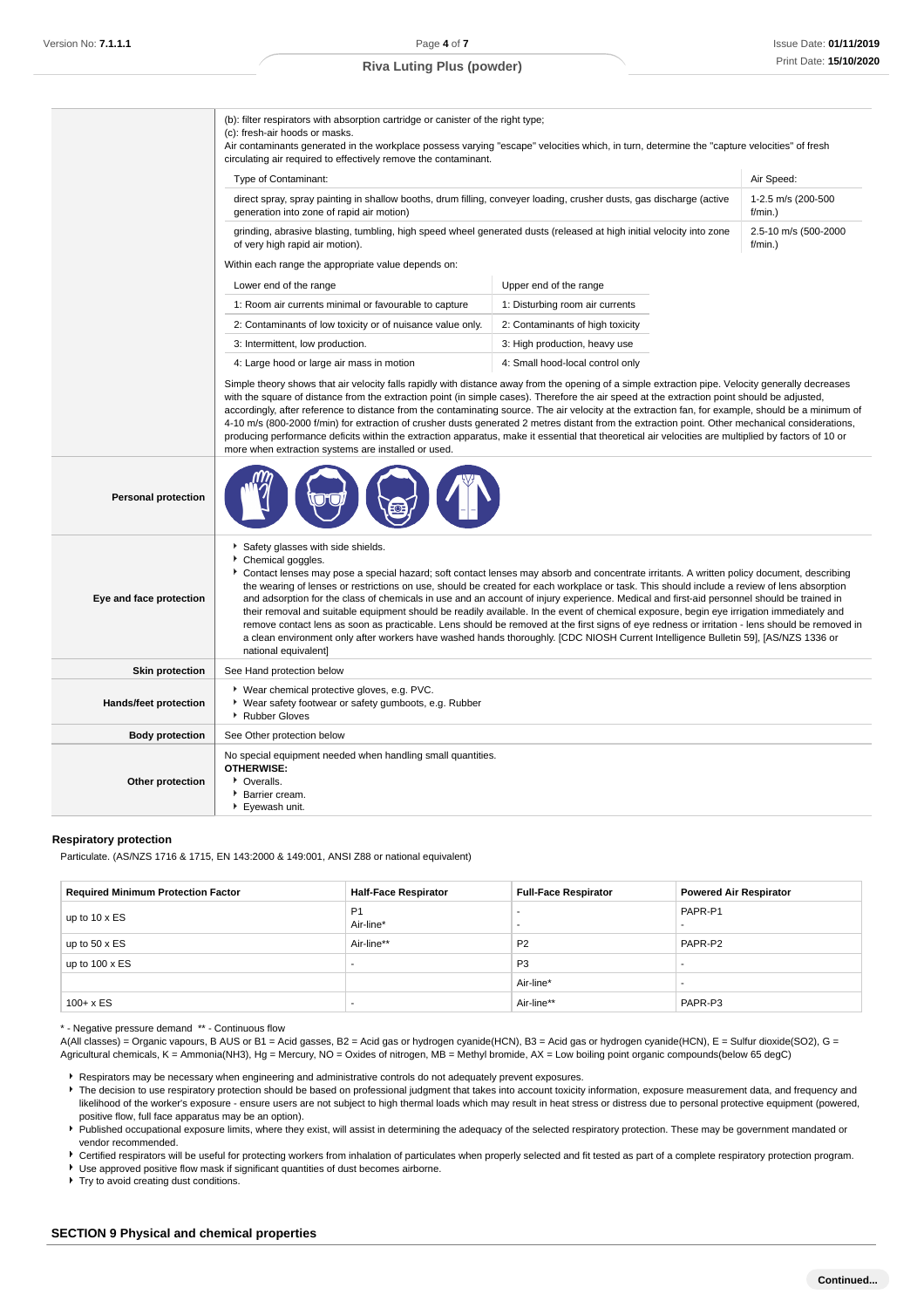| | |
|---|---|
| | (b): filter respirators with absorption cartridge or canister of the right type;<br>(c): fresh-air hoods or masks.<br>Air contaminants generated in the workplace possess varying "escape" velocities which, in turn, determine the "capture velocities" of fresh circulating air required to effectively remove the contaminant. |

| Type of Contaminant: | Air Speed: |
|---|---|
| direct spray, spray painting in shallow booths, drum filling, conveyer loading, crusher dusts, gas discharge (active generation into zone of rapid air motion) | 1-2.5 m/s (200-500 f/min.) |
| grinding, abrasive blasting, tumbling, high speed wheel generated dusts (released at high initial velocity into zone of very high rapid air motion). | 2.5-10 m/s (500-2000 f/min.) |

Within each range the appropriate value depends on:

| Lower end of the range | Upper end of the range |
|---|---|
| 1: Room air currents minimal or favourable to capture | 1: Disturbing room air currents |
| 2: Contaminants of low toxicity or of nuisance value only. | 2: Contaminants of high toxicity |
| 3: Intermittent, low production. | 3: High production, heavy use |
| 4: Large hood or large air mass in motion | 4: Small hood-local control only |

Simple theory shows that air velocity falls rapidly with distance away from the opening of a simple extraction pipe. Velocity generally decreases with the square of distance from the extraction point (in simple cases). Therefore the air speed at the extraction point should be adjusted, accordingly, after reference to distance from the contaminating source. The air velocity at the extraction fan, for example, should be a minimum of 4-10 m/s (800-2000 f/min) for extraction of crusher dusts generated 2 metres distant from the extraction point. Other mechanical considerations, producing performance deficits within the extraction apparatus, make it essential that theoretical air velocities are multiplied by factors of 10 or more when extraction systems are installed or used.

| | |
|---|---|
| **Personal protection** | |
| **Eye and face protection** | ‣ Safety glasses with side shields.<br>‣ Chemical goggles.<br>‣ Contact lenses may pose a special hazard; soft contact lenses may absorb and concentrate irritants. A written policy document, describing the wearing of lenses or restrictions on use, should be created for each workplace or task. This should include a review of lens absorption and adsorption for the class of chemicals in use and an account of injury experience. Medical and first-aid personnel should be trained in their removal and suitable equipment should be readily available. In the event of chemical exposure, begin eye irrigation immediately and remove contact lens as soon as practicable. Lens should be removed at the first signs of eye redness or irritation - lens should be removed in a clean environment only after workers have washed hands thoroughly. [CDC NIOSH Current Intelligence Bulletin 59], [AS/NZS 1336 or national equivalent] |
| **Skin protection** | See Hand protection below |
| **Hands/feet protection** | ‣ Wear chemical protective gloves, e.g. PVC.<br>‣ Wear safety footwear or safety gumboots, e.g. Rubber<br>‣ Rubber Gloves |
| **Body protection** | See Other protection below |
| **Other protection** | No special equipment needed when handling small quantities.<br>**OTHERWISE:**<br>‣ Overalls.<br>‣ Barrier cream.<br>‣ Eyewash unit. |

### Respiratory protection

Particulate. (AS/NZS 1716 & 1715, EN 143:2000 & 149:001, ANSI Z88 or national equivalent)

| Required Minimum Protection Factor | Half-Face Respirator | Full-Face Respirator | Powered Air Respirator |
|---|---|---|---|
| up to 10 x ES | P1<br>Air-line* | -<br>- | PAPR-P1<br>- |
| up to 50 x ES | Air-line** | P2 | PAPR-P2 |
| up to 100 x ES | - | P3 | - |
| | | Air-line* | - |
| 100+ x ES | - | Air-line** | PAPR-P3 |

\* - Negative pressure demand  ** - Continuous flow
A(All classes) = Organic vapours, B AUS or B1 = Acid gasses, B2 = Acid gas or hydrogen cyanide(HCN), B3 = Acid gas or hydrogen cyanide(HCN), E = Sulfur dioxide(SO2), G = Agricultural chemicals, K = Ammonia(NH3), Hg = Mercury, NO = Oxides of nitrogen, MB = Methyl bromide, AX = Low boiling point organic compounds(below 65 degC)

- Respirators may be necessary when engineering and administrative controls do not adequately prevent exposures.
- The decision to use respiratory protection should be based on professional judgment that takes into account toxicity information, exposure measurement data, and frequency and likelihood of the worker's exposure - ensure users are not subject to high thermal loads which may result in heat stress or distress due to personal protective equipment (powered, positive flow, full face apparatus may be an option).
- Published occupational exposure limits, where they exist, will assist in determining the adequacy of the selected respiratory protection. These may be government mandated or vendor recommended.
- Certified respirators will be useful for protecting workers from inhalation of particulates when properly selected and fit tested as part of a complete respiratory protection program.
- Use approved positive flow mask if significant quantities of dust becomes airborne.
- Try to avoid creating dust conditions.

## SECTION 9 Physical and chemical properties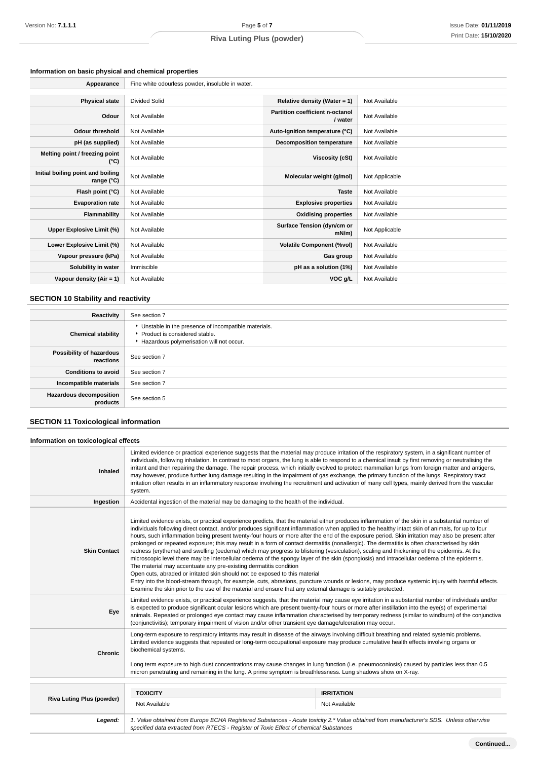### Information on basic physical and chemical properties

| | |
|---|---|
| **Appearance** | Fine white odourless powder, insoluble in water. |

| | | | |
|---|---|---|---|
| **Physical state** | Divided Solid | **Relative density (Water = 1)** | Not Available |
| **Odour** | Not Available | **Partition coefficient n-octanol / water** | Not Available |
| **Odour threshold** | Not Available | **Auto-ignition temperature (°C)** | Not Available |
| **pH (as supplied)** | Not Available | **Decomposition temperature** | Not Available |
| **Melting point / freezing point (°C)** | Not Available | **Viscosity (cSt)** | Not Available |
| **Initial boiling point and boiling range (°C)** | Not Available | **Molecular weight (g/mol)** | Not Applicable |
| **Flash point (°C)** | Not Available | **Taste** | Not Available |
| **Evaporation rate** | Not Available | **Explosive properties** | Not Available |
| **Flammability** | Not Available | **Oxidising properties** | Not Available |
| **Upper Explosive Limit (%)** | Not Available | **Surface Tension (dyn/cm or mN/m)** | Not Applicable |
| **Lower Explosive Limit (%)** | Not Available | **Volatile Component (%vol)** | Not Available |
| **Vapour pressure (kPa)** | Not Available | **Gas group** | Not Available |
| **Solubility in water** | Immiscible | **pH as a solution (1%)** | Not Available |
| **Vapour density (Air = 1)** | Not Available | **VOC g/L** | Not Available |

## SECTION 10 Stability and reactivity

| | |
|---|---|
| **Reactivity** | See section 7 |
| **Chemical stability** | ▸ Unstable in the presence of incompatible materials.<br>▸ Product is considered stable.<br>▸ Hazardous polymerisation will not occur. |
| **Possibility of hazardous reactions** | See section 7 |
| **Conditions to avoid** | See section 7 |
| **Incompatible materials** | See section 7 |
| **Hazardous decomposition products** | See section 5 |

## SECTION 11 Toxicological information

### Information on toxicological effects

| | |
|---|---|
| **Inhaled** | Limited evidence or practical experience suggests that the material may produce irritation of the respiratory system, in a significant number of individuals, following inhalation. In contrast to most organs, the lung is able to respond to a chemical insult by first removing or neutralising the irritant and then repairing the damage. The repair process, which initially evolved to protect mammalian lungs from foreign matter and antigens, may however, produce further lung damage resulting in the impairment of gas exchange, the primary function of the lungs. Respiratory tract irritation often results in an inflammatory response involving the recruitment and activation of many cell types, mainly derived from the vascular system. |
| **Ingestion** | Accidental ingestion of the material may be damaging to the health of the individual. |
| **Skin Contact** | Limited evidence exists, or practical experience predicts, that the material either produces inflammation of the skin in a substantial number of individuals following direct contact, and/or produces significant inflammation when applied to the healthy intact skin of animals, for up to four hours, such inflammation being present twenty-four hours or more after the end of the exposure period. Skin irritation may also be present after prolonged or repeated exposure; this may result in a form of contact dermatitis (nonallergic). The dermatitis is often characterised by skin redness (erythema) and swelling (oedema) which may progress to blistering (vesiculation), scaling and thickening of the epidermis. At the microscopic level there may be intercellular oedema of the spongy layer of the skin (spongiosis) and intracellular oedema of the epidermis.<br>The material may accentuate any pre-existing dermatitis condition<br>Open cuts, abraded or irritated skin should not be exposed to this material<br>Entry into the blood-stream through, for example, cuts, abrasions, puncture wounds or lesions, may produce systemic injury with harmful effects. Examine the skin prior to the use of the material and ensure that any external damage is suitably protected. |
| **Eye** | Limited evidence exists, or practical experience suggests, that the material may cause eye irritation in a substantial number of individuals and/or is expected to produce significant ocular lesions which are present twenty-four hours or more after instillation into the eye(s) of experimental animals. Repeated or prolonged eye contact may cause inflammation characterised by temporary redness (similar to windburn) of the conjunctiva (conjunctivitis); temporary impairment of vision and/or other transient eye damage/ulceration may occur. |
| **Chronic** | Long-term exposure to respiratory irritants may result in disease of the airways involving difficult breathing and related systemic problems.<br>Limited evidence suggests that repeated or long-term occupational exposure may produce cumulative health effects involving organs or biochemical systems.<br><br>Long term exposure to high dust concentrations may cause changes in lung function (i.e. pneumoconiosis) caused by particles less than 0.5 micron penetrating and remaining in the lung. A prime symptom is breathlessness. Lung shadows show on X-ray. |

| | TOXICITY | IRRITATION |
|---|---|---|
| **Riva Luting Plus (powder)** | Not Available | Not Available |

| | |
|---|---|
| ***Legend:*** | *1. Value obtained from Europe ECHA Registered Substances - Acute toxicity 2.\* Value obtained from manufacturer's SDS. Unless otherwise specified data extracted from RTECS - Register of Toxic Effect of chemical Substances* |

**Continued...**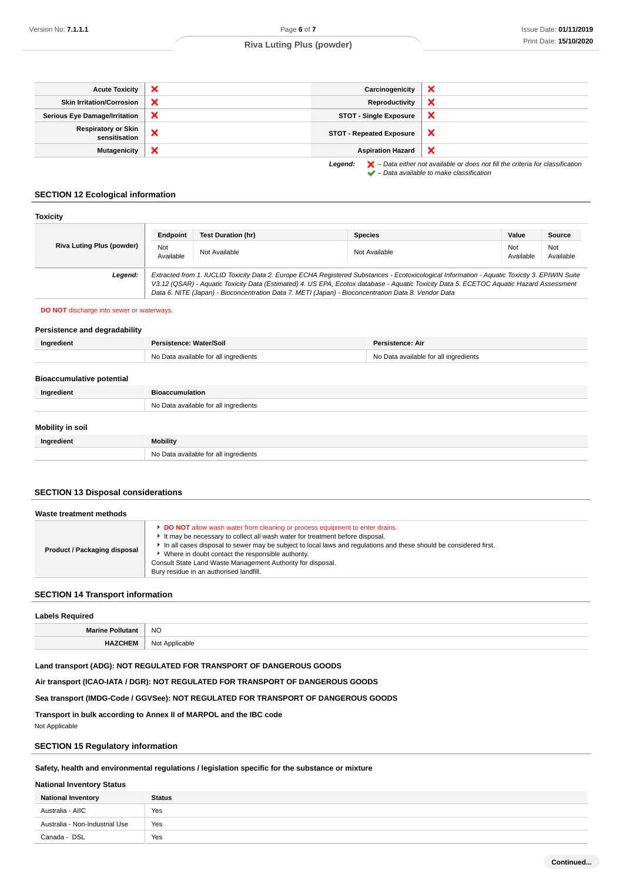| Acute Toxicity | ❌ | Carcinogenicity | ❌ |
|---|---|---|---|
| Skin Irritation/Corrosion | ❌ | Reproductivity | ❌ |
| Serious Eye Damage/Irritation | ❌ | STOT - Single Exposure | ❌ |
| Respiratory or Skin sensitisation | ❌ | STOT - Repeated Exposure | ❌ |
| Mutagenicity | ❌ | Aspiration Hazard | ❌ |

***Legend:*** ❌ *– Data either not available or does not fill the criteria for classification*
✔ *– Data available to make classification*

## SECTION 12 Ecological information

### Toxicity

| | Endpoint | Test Duration (hr) | Species | Value | Source |
|---|---|---|---|---|---|
| Riva Luting Plus (powder) | Not Available | Not Available | Not Available | Not Available | Not Available |
| ***Legend:*** | *Extracted from 1. IUCLID Toxicity Data 2. Europe ECHA Registered Substances - Ecotoxicological Information - Aquatic Toxicity 3. EPIWIN Suite V3.12 (QSAR) - Aquatic Toxicity Data (Estimated) 4. US EPA, Ecotox database - Aquatic Toxicity Data 5. ECETOC Aquatic Hazard Assessment Data 6. NITE (Japan) - Bioconcentration Data 7. METI (Japan) - Bioconcentration Data 8. Vendor Data* | | | | |

**DO NOT** discharge into sewer or waterways.

### Persistence and degradability

| Ingredient | Persistence: Water/Soil | Persistence: Air |
|---|---|---|
| | No Data available for all ingredients | No Data available for all ingredients |

### Bioaccumulative potential

| Ingredient | Bioaccumulation |
|---|---|
| | No Data available for all ingredients |

### Mobility in soil

| Ingredient | Mobility |
|---|---|
| | No Data available for all ingredients |

## SECTION 13 Disposal considerations

### Waste treatment methods

| | |
|---|---|
| **Product / Packaging disposal** | ▸ **DO NOT** allow wash water from cleaning or process equipment to enter drains.<br>▸ It may be necessary to collect all wash water for treatment before disposal.<br>▸ In all cases disposal to sewer may be subject to local laws and regulations and these should be considered first.<br>▸ Where in doubt contact the responsible authority.<br>Consult State Land Waste Management Authority for disposal.<br>Bury residue in an authorised landfill. |

## SECTION 14 Transport information

### Labels Required

| | |
|---|---|
| **Marine Pollutant** | NO |
| **HAZCHEM** | Not Applicable |

**Land transport (ADG): NOT REGULATED FOR TRANSPORT OF DANGEROUS GOODS**

**Air transport (ICAO-IATA / DGR): NOT REGULATED FOR TRANSPORT OF DANGEROUS GOODS**

**Sea transport (IMDG-Code / GGVSee): NOT REGULATED FOR TRANSPORT OF DANGEROUS GOODS**

**Transport in bulk according to Annex II of MARPOL and the IBC code**

Not Applicable

## SECTION 15 Regulatory information

**Safety, health and environmental regulations / legislation specific for the substance or mixture**

### National Inventory Status

| National Inventory | Status |
|---|---|
| Australia - AIIC | Yes |
| Australia - Non-Industrial Use | Yes |
| Canada - DSL | Yes |

Continued...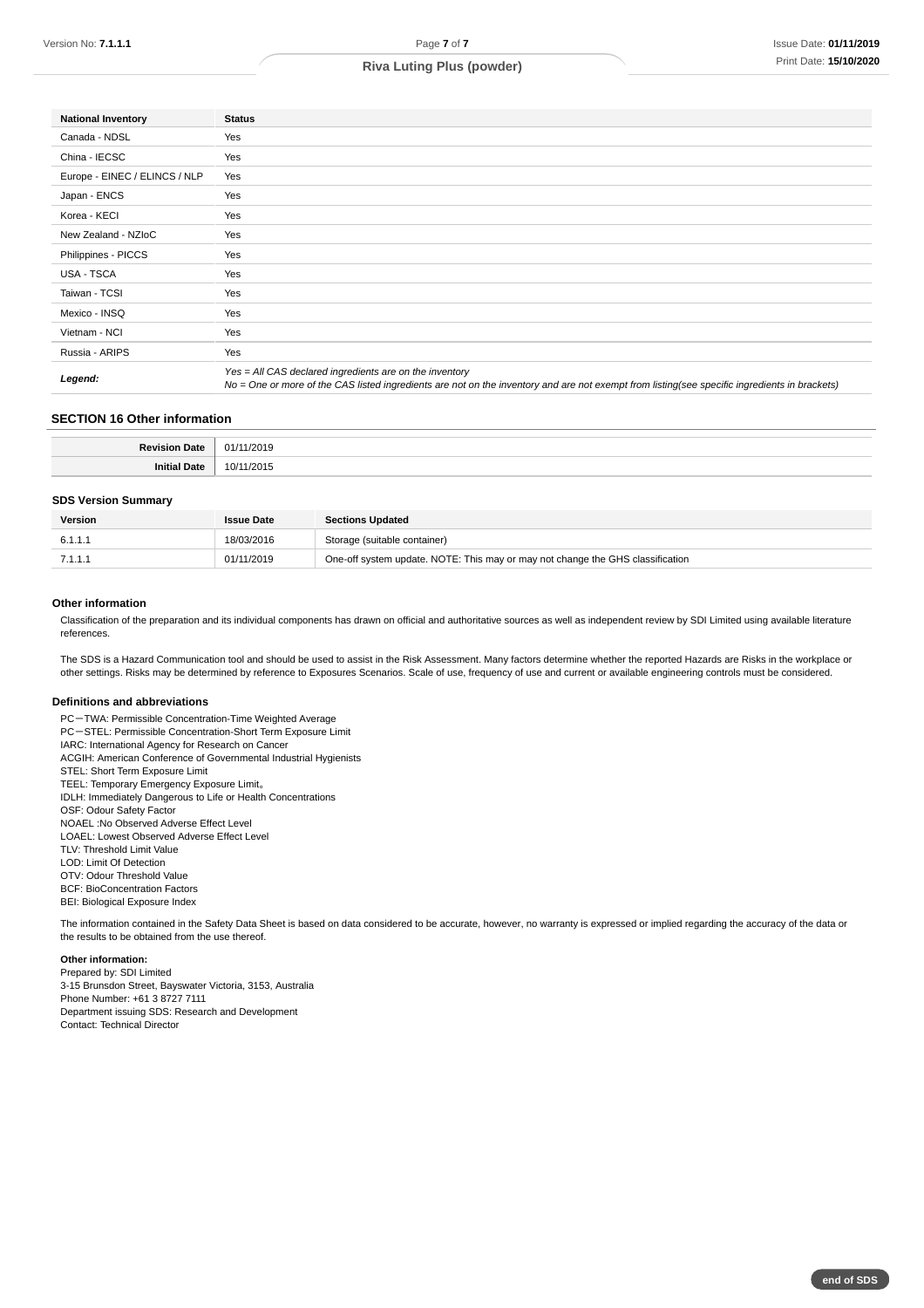| National Inventory | Status |
| --- | --- |
| Canada - NDSL | Yes |
| China - IECSC | Yes |
| Europe - EINEC / ELINCS / NLP | Yes |
| Japan - ENCS | Yes |
| Korea - KECI | Yes |
| New Zealand - NZIoC | Yes |
| Philippines - PICCS | Yes |
| USA - TSCA | Yes |
| Taiwan - TCSI | Yes |
| Mexico - INSQ | Yes |
| Vietnam - NCI | Yes |
| Russia - ARIPS | Yes |
| **Legend:** | *Yes = All CAS declared ingredients are on the inventory* <br> *No = One or more of the CAS listed ingredients are not on the inventory and are not exempt from listing(see specific ingredients in brackets)* |

## SECTION 16 Other information

| | |
| --- | --- |
| **Revision Date** | 01/11/2019 |
| **Initial Date** | 10/11/2015 |

### SDS Version Summary

| Version | Issue Date | Sections Updated |
| --- | --- | --- |
| 6.1.1.1 | 18/03/2016 | Storage (suitable container) |
| 7.1.1.1 | 01/11/2019 | One-off system update. NOTE: This may or may not change the GHS classification |

### Other information

Classification of the preparation and its individual components has drawn on official and authoritative sources as well as independent review by SDI Limited using available literature references.

The SDS is a Hazard Communication tool and should be used to assist in the Risk Assessment. Many factors determine whether the reported Hazards are Risks in the workplace or other settings. Risks may be determined by reference to Exposures Scenarios. Scale of use, frequency of use and current or available engineering controls must be considered.

### Definitions and abbreviations

PC－TWA: Permissible Concentration-Time Weighted Average
PC－STEL: Permissible Concentration-Short Term Exposure Limit
IARC: International Agency for Research on Cancer
ACGIH: American Conference of Governmental Industrial Hygienists
STEL: Short Term Exposure Limit
TEEL: Temporary Emergency Exposure Limit。
IDLH: Immediately Dangerous to Life or Health Concentrations
OSF: Odour Safety Factor
NOAEL :No Observed Adverse Effect Level
LOAEL: Lowest Observed Adverse Effect Level
TLV: Threshold Limit Value
LOD: Limit Of Detection
OTV: Odour Threshold Value
BCF: BioConcentration Factors
BEI: Biological Exposure Index

The information contained in the Safety Data Sheet is based on data considered to be accurate, however, no warranty is expressed or implied regarding the accuracy of the data or the results to be obtained from the use thereof.

**Other information:**
Prepared by: SDI Limited
3-15 Brunsdon Street, Bayswater Victoria, 3153, Australia
Phone Number: +61 3 8727 7111
Department issuing SDS: Research and Development
Contact: Technical Director

**end of SDS**